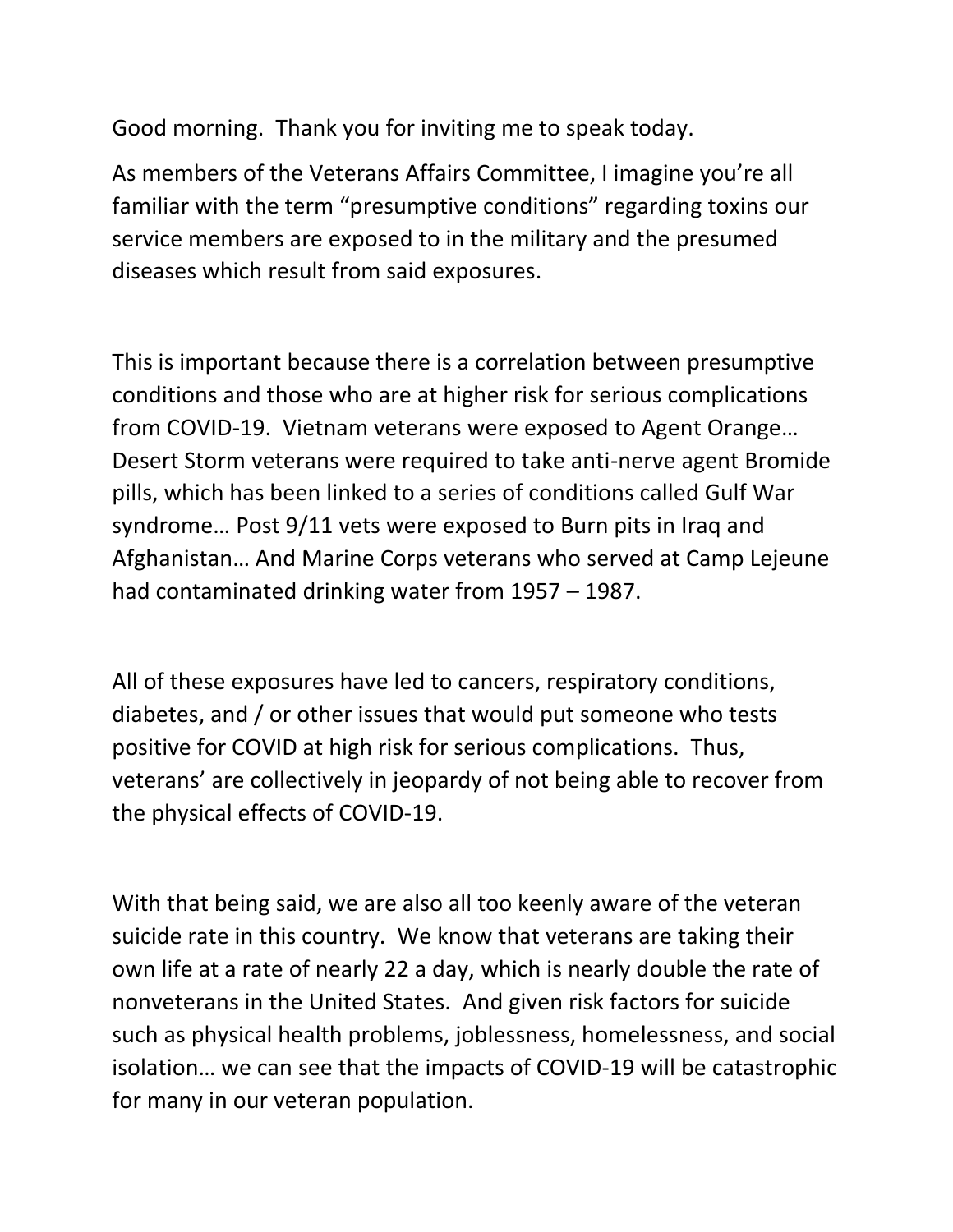Good morning. Thank you for inviting me to speak today.

As members of the Veterans Affairs Committee, I imagine you're all familiar with the term "presumptive conditions" regarding toxins our service members are exposed to in the military and the presumed diseases which result from said exposures.

This is important because there is a correlation between presumptive conditions and those who are at higher risk for serious complications from COVID-19. Vietnam veterans were exposed to Agent Orange… Desert Storm veterans were required to take anti-nerve agent Bromide pills, which has been linked to a series of conditions called Gulf War syndrome… Post 9/11 vets were exposed to Burn pits in Iraq and Afghanistan… And Marine Corps veterans who served at Camp Lejeune had contaminated drinking water from 1957 – 1987.

All of these exposures have led to cancers, respiratory conditions, diabetes, and / or other issues that would put someone who tests positive for COVID at high risk for serious complications. Thus, veterans' are collectively in jeopardy of not being able to recover from the physical effects of COVID-19.

With that being said, we are also all too keenly aware of the veteran suicide rate in this country. We know that veterans are taking their own life at a rate of nearly 22 a day, which is nearly double the rate of nonveterans in the United States. And given risk factors for suicide such as physical health problems, joblessness, homelessness, and social isolation… we can see that the impacts of COVID-19 will be catastrophic for many in our veteran population.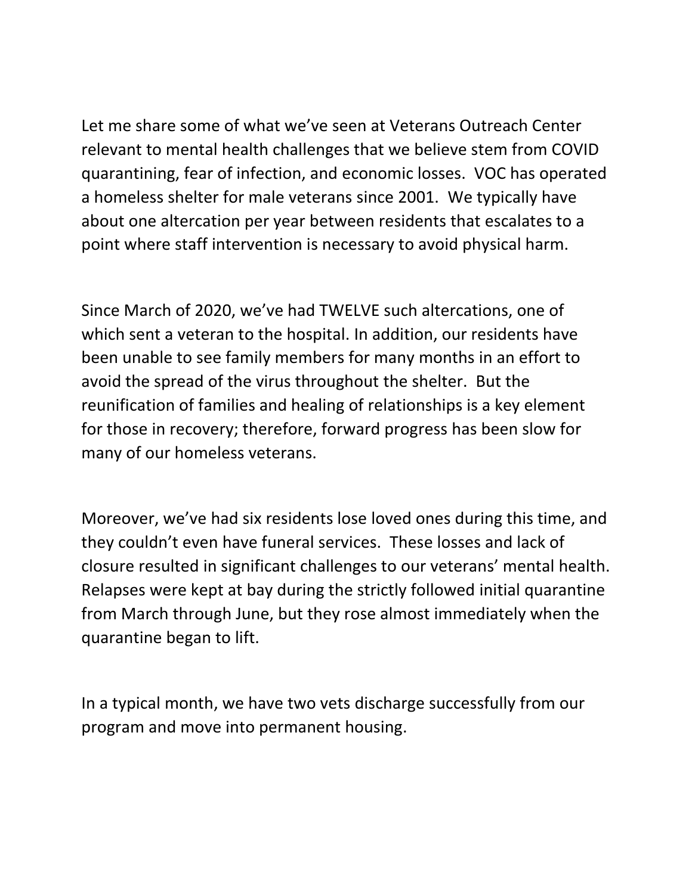Let me share some of what we've seen at Veterans Outreach Center relevant to mental health challenges that we believe stem from COVID quarantining, fear of infection, and economic losses. VOC has operated a homeless shelter for male veterans since 2001. We typically have about one altercation per year between residents that escalates to a point where staff intervention is necessary to avoid physical harm.

Since March of 2020, we've had TWELVE such altercations, one of which sent a veteran to the hospital. In addition, our residents have been unable to see family members for many months in an effort to avoid the spread of the virus throughout the shelter. But the reunification of families and healing of relationships is a key element for those in recovery; therefore, forward progress has been slow for many of our homeless veterans.

Moreover, we've had six residents lose loved ones during this time, and they couldn't even have funeral services. These losses and lack of closure resulted in significant challenges to our veterans' mental health. Relapses were kept at bay during the strictly followed initial quarantine from March through June, but they rose almost immediately when the quarantine began to lift.

In a typical month, we have two vets discharge successfully from our program and move into permanent housing.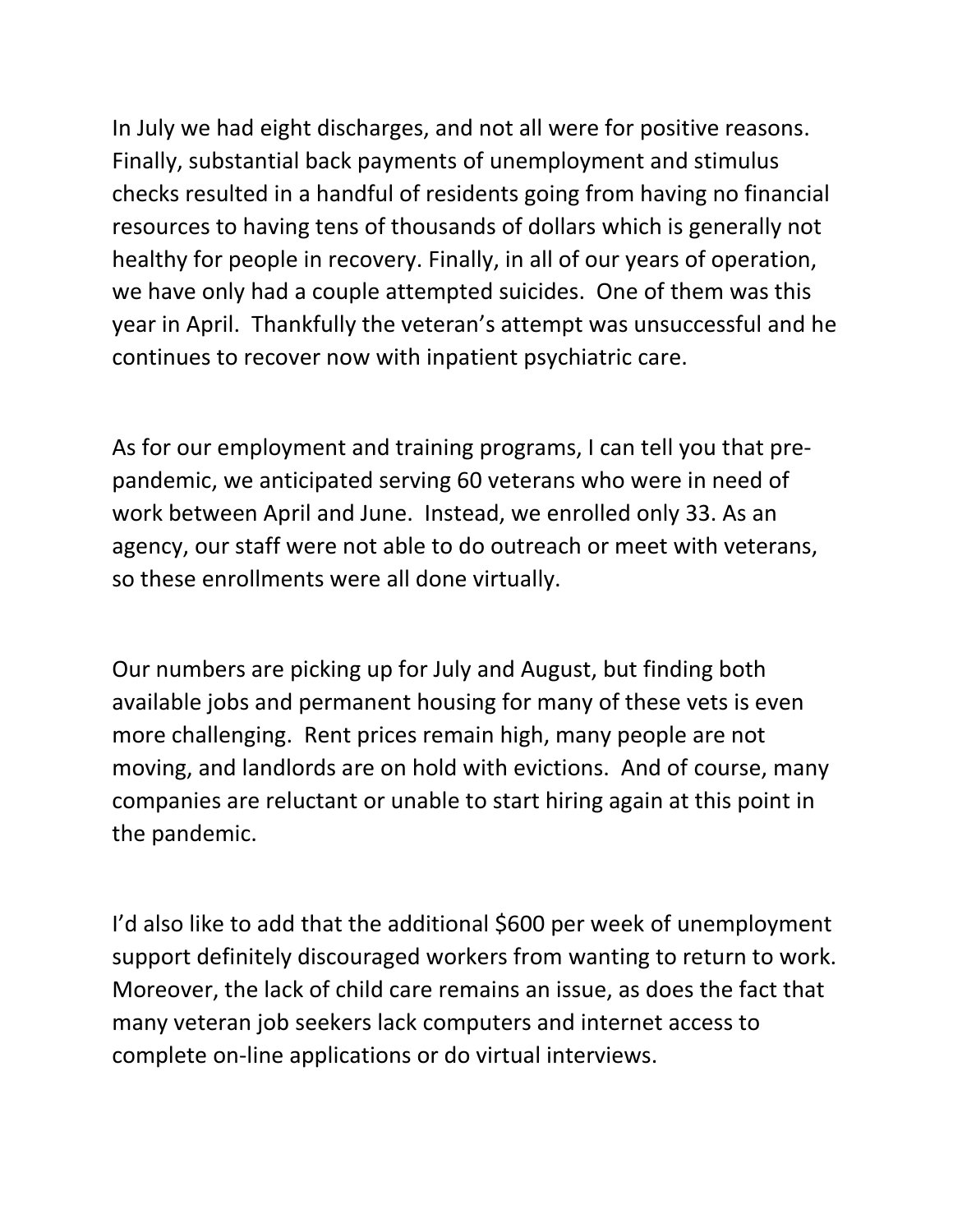In July we had eight discharges, and not all were for positive reasons. Finally, substantial back payments of unemployment and stimulus checks resulted in a handful of residents going from having no financial resources to having tens of thousands of dollars which is generally not healthy for people in recovery. Finally, in all of our years of operation, we have only had a couple attempted suicides. One of them was this year in April. Thankfully the veteran's attempt was unsuccessful and he continues to recover now with inpatient psychiatric care.

As for our employment and training programs, I can tell you that pre-pandemic, we anticipated serving 60 veterans who were in need of work between April and June. Instead, we enrolled only 33. As an agency, our staff were not able to do outreach or meet with veterans, so these enrollments were all done virtually.

Our numbers are picking up for July and August, but finding both available jobs and permanent housing for many of these vets is even more challenging. Rent prices remain high, many people are not moving, and landlords are on hold with evictions. And of course, many companies are reluctant or unable to start hiring again at this point in the pandemic.

I'd also like to add that the additional $600 per week of unemployment support definitely discouraged workers from wanting to return to work. Moreover, the lack of child care remains an issue, as does the fact that many veteran job seekers lack computers and internet access to complete on-line applications or do virtual interviews.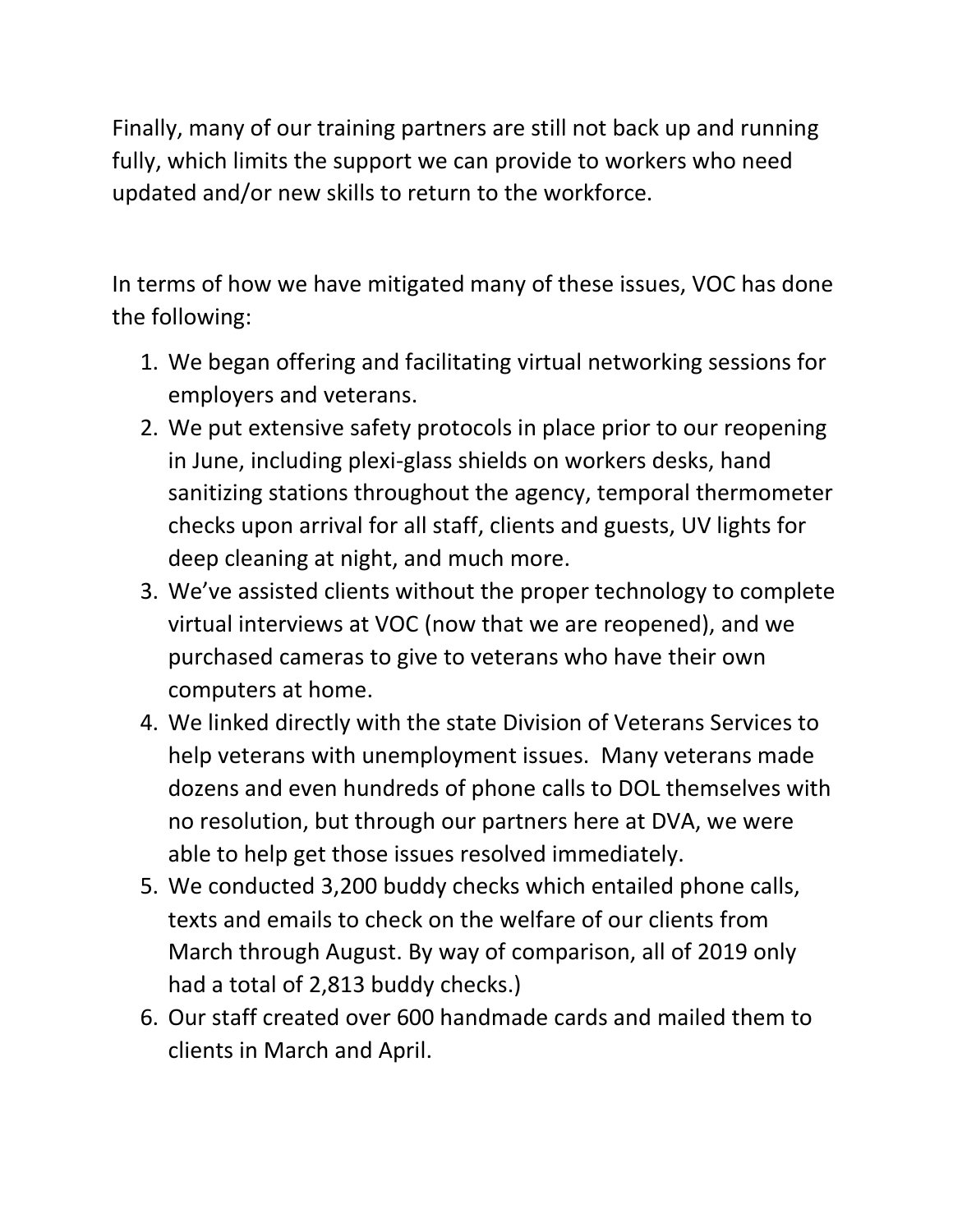Finally, many of our training partners are still not back up and running fully, which limits the support we can provide to workers who need updated and/or new skills to return to the workforce.

In terms of how we have mitigated many of these issues, VOC has done the following:

1. We began offering and facilitating virtual networking sessions for employers and veterans.
2. We put extensive safety protocols in place prior to our reopening in June, including plexi-glass shields on workers desks, hand sanitizing stations throughout the agency, temporal thermometer checks upon arrival for all staff, clients and guests, UV lights for deep cleaning at night, and much more.
3. We've assisted clients without the proper technology to complete virtual interviews at VOC (now that we are reopened), and we purchased cameras to give to veterans who have their own computers at home.
4. We linked directly with the state Division of Veterans Services to help veterans with unemployment issues. Many veterans made dozens and even hundreds of phone calls to DOL themselves with no resolution, but through our partners here at DVA, we were able to help get those issues resolved immediately.
5. We conducted 3,200 buddy checks which entailed phone calls, texts and emails to check on the welfare of our clients from March through August. By way of comparison, all of 2019 only had a total of 2,813 buddy checks.)
6. Our staff created over 600 handmade cards and mailed them to clients in March and April.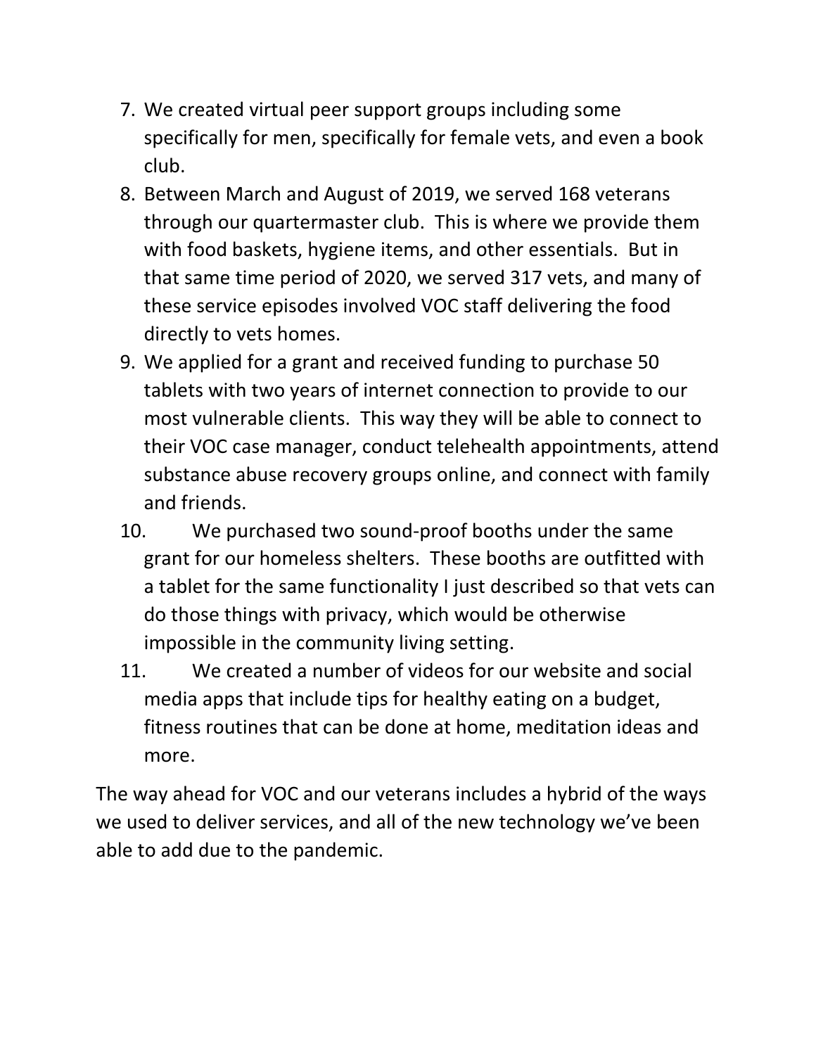7. We created virtual peer support groups including some specifically for men, specifically for female vets, and even a book club.
8. Between March and August of 2019, we served 168 veterans through our quartermaster club. This is where we provide them with food baskets, hygiene items, and other essentials. But in that same time period of 2020, we served 317 vets, and many of these service episodes involved VOC staff delivering the food directly to vets homes.
9. We applied for a grant and received funding to purchase 50 tablets with two years of internet connection to provide to our most vulnerable clients. This way they will be able to connect to their VOC case manager, conduct telehealth appointments, attend substance abuse recovery groups online, and connect with family and friends.
10. We purchased two sound-proof booths under the same grant for our homeless shelters. These booths are outfitted with a tablet for the same functionality I just described so that vets can do those things with privacy, which would be otherwise impossible in the community living setting.
11. We created a number of videos for our website and social media apps that include tips for healthy eating on a budget, fitness routines that can be done at home, meditation ideas and more.

The way ahead for VOC and our veterans includes a hybrid of the ways we used to deliver services, and all of the new technology we've been able to add due to the pandemic.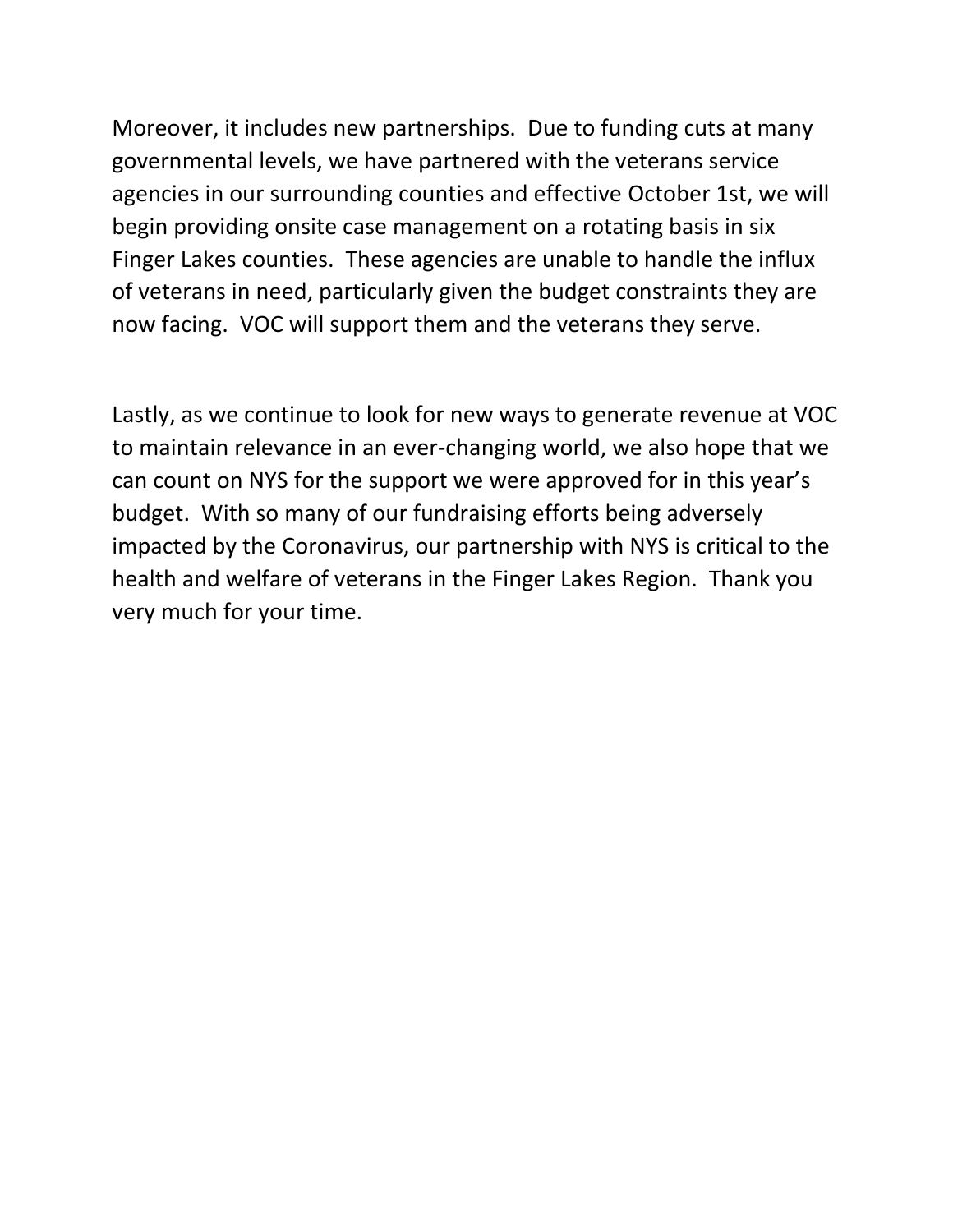Moreover, it includes new partnerships. Due to funding cuts at many governmental levels, we have partnered with the veterans service agencies in our surrounding counties and effective October 1st, we will begin providing onsite case management on a rotating basis in six Finger Lakes counties. These agencies are unable to handle the influx of veterans in need, particularly given the budget constraints they are now facing. VOC will support them and the veterans they serve.

Lastly, as we continue to look for new ways to generate revenue at VOC to maintain relevance in an ever-changing world, we also hope that we can count on NYS for the support we were approved for in this year's budget. With so many of our fundraising efforts being adversely impacted by the Coronavirus, our partnership with NYS is critical to the health and welfare of veterans in the Finger Lakes Region. Thank you very much for your time.